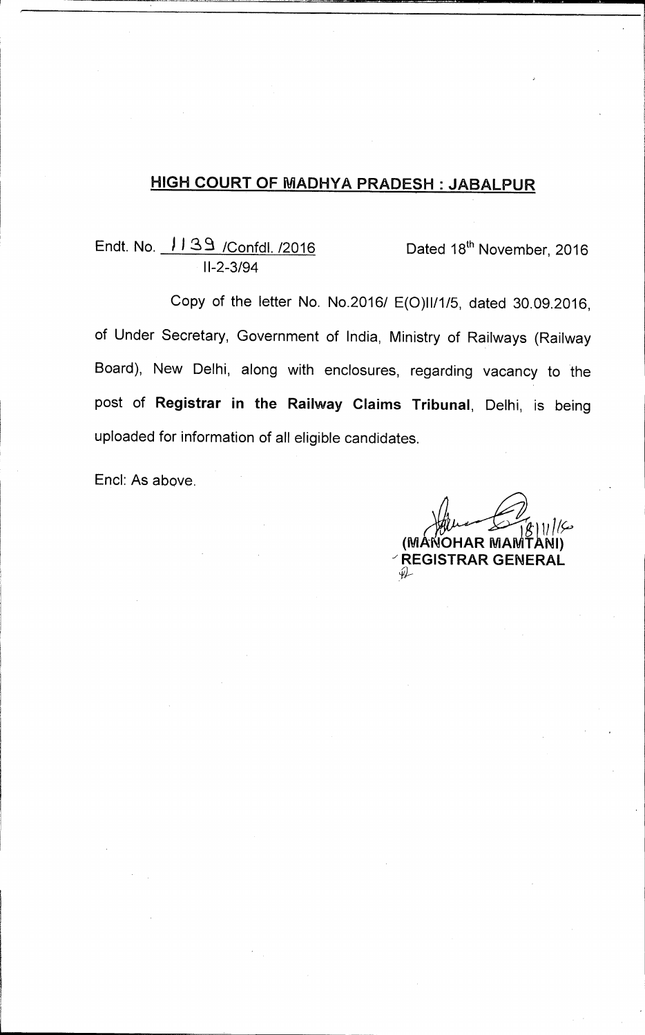## HIGH COURT OF MADHYA PRADESH : JABALPUR

Endt. No. 1139 /Confdl. /2016 Dated 18th November, 2016
II-2-3/94

Copy of the letter No. No.2016/ E(O)II/1/5, dated 30.09.2016, of Under Secretary, Government of India, Ministry of Railways (Railway Board), New Delhi, along with enclosures, regarding vacancy to the post of **Registrar in the Railway Claims Tribunal**, Delhi, is being uploaded for information of all eligible candidates.

Encl: As above.

18/11/16
**(MANOHAR MAMTANI)**
**REGISTRAR GENERAL**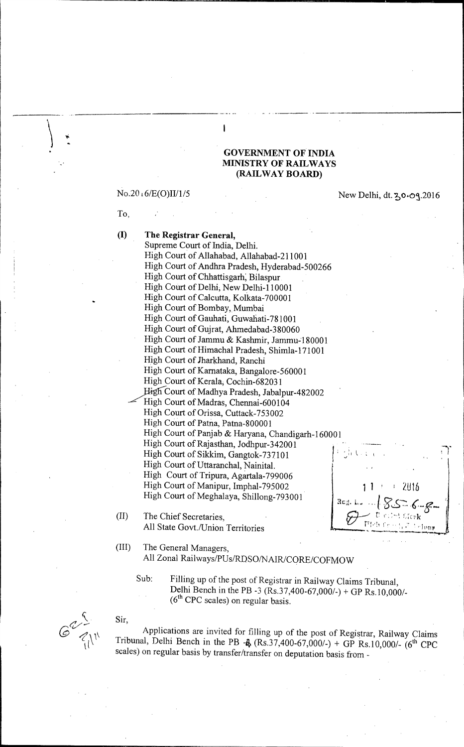**GOVERNMENT OF INDIA**
**MINISTRY OF RAILWAYS**
**(RAILWAY BOARD)**

No.2016/E(O)II/1/5

New Delhi, dt. 30.09.2016

To,

**(I) The Registrar General,**

Supreme Court of India, Delhi.
High Court of Allahabad, Allahabad-211001
High Court of Andhra Pradesh, Hyderabad-500266
High Court of Chhattisgarh, Bilaspur
High Court of Delhi, New Delhi-110001
High Court of Calcutta, Kolkata-700001
High Court of Bombay, Mumbai
High Court of Gauhati, Guwahati-781001
High Court of Gujrat, Ahmedabad-380060
High Court of Jammu & Kashmir, Jammu-180001
High Court of Himachal Pradesh, Shimla-171001
High Court of Jharkhand, Ranchi
High Court of Karnataka, Bangalore-560001
High Court of Kerala, Cochin-682031
High Court of Madhya Pradesh, Jabalpur-482002
High Court of Madras, Chennai-600104
High Court of Orissa, Cuttack-753002
High Court of Patna, Patna-800001
High Court of Panjab & Haryana, Chandigarh-160001
High Court of Rajasthan, Jodhpur-342001
High Court of Sikkim, Gangtok-737101
High Court of Uttaranchal, Nainital.
High Court of Tripura, Agartala-799006
High Court of Manipur, Imphal-795002
High Court of Meghalaya, Shillong-793001

(II) The Chief Secretaries,
All State Govt./Union Territories

(III) The General Managers,
All Zonal Railways/PUs/RDSO/NAIR/CORE/COFMOW

Sub: Filling up of the post of Registrar in Railway Claims Tribunal, Delhi Bench in the PB -3 (Rs.37,400-67,000/-) + GP Rs.10,000/- (6[th] CPC scales) on regular basis.

Sir,

Applications are invited for filling up of the post of Registrar, Railway Claims Tribunal, Delhi Bench in the PB -4 (Rs.37,400-67,000/-) + GP Rs.10,000/- (6[th] CPC scales) on regular basis by transfer/transfer on deputation basis from -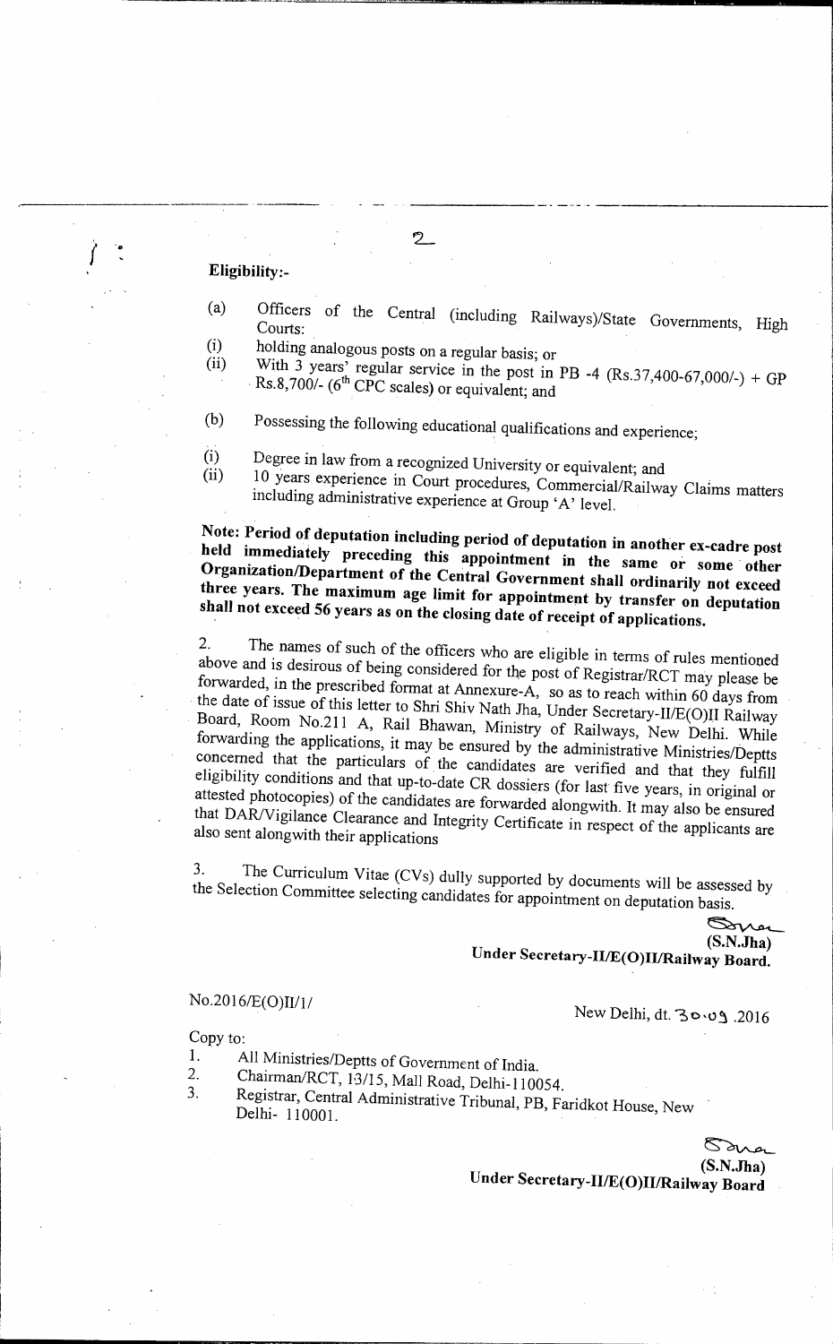**Eligibility:-**

(a) Officers of the Central (including Railways)/State Governments, High Courts:

(i) holding analogous posts on a regular basis; or

(ii) With 3 years' regular service in the post in PB -4 (Rs.37,400-67,000/-) + GP Rs.8,700/- (6th CPC scales) or equivalent; and

(b) Possessing the following educational qualifications and experience;

(i) Degree in law from a recognized University or equivalent; and

(ii) 10 years experience in Court procedures, Commercial/Railway Claims matters including administrative experience at Group 'A' level.

**Note: Period of deputation including period of deputation in another ex-cadre post held immediately preceding this appointment in the same or some other Organization/Department of the Central Government shall ordinarily not exceed three years. The maximum age limit for appointment by transfer on deputation shall not exceed 56 years as on the closing date of receipt of applications.**

2. The names of such of the officers who are eligible in terms of rules mentioned above and is desirous of being considered for the post of Registrar/RCT may please be forwarded, in the prescribed format at Annexure-A, so as to reach within 60 days from the date of issue of this letter to Shri Shiv Nath Jha, Under Secretary-II/E(O)II Railway Board, Room No.211 A, Rail Bhawan, Ministry of Railways, New Delhi. While forwarding the applications, it may be ensured by the administrative Ministries/Deptts concerned that the particulars of the candidates are verified and that they fulfill eligibility conditions and that up-to-date CR dossiers (for last five years, in original or attested photocopies) of the candidates are forwarded alongwith. It may also be ensured that DAR/Vigilance Clearance and Integrity Certificate in respect of the applicants are also sent alongwith their applications

3. The Curriculum Vitae (CVs) dully supported by documents will be assessed by the Selection Committee selecting candidates for appointment on deputation basis.

**(S.N.Jha)**
**Under Secretary-II/E(O)II/Railway Board.**

No.2016/E(O)II/1/

New Delhi, dt. 30.09.2016

Copy to:

1. All Ministries/Deptts of Government of India.
2. Chairman/RCT, 13/15, Mall Road, Delhi-110054.
3. Registrar, Central Administrative Tribunal, PB, Faridkot House, New Delhi- 110001.

**(S.N.Jha)**
**Under Secretary-II/E(O)II/Railway Board**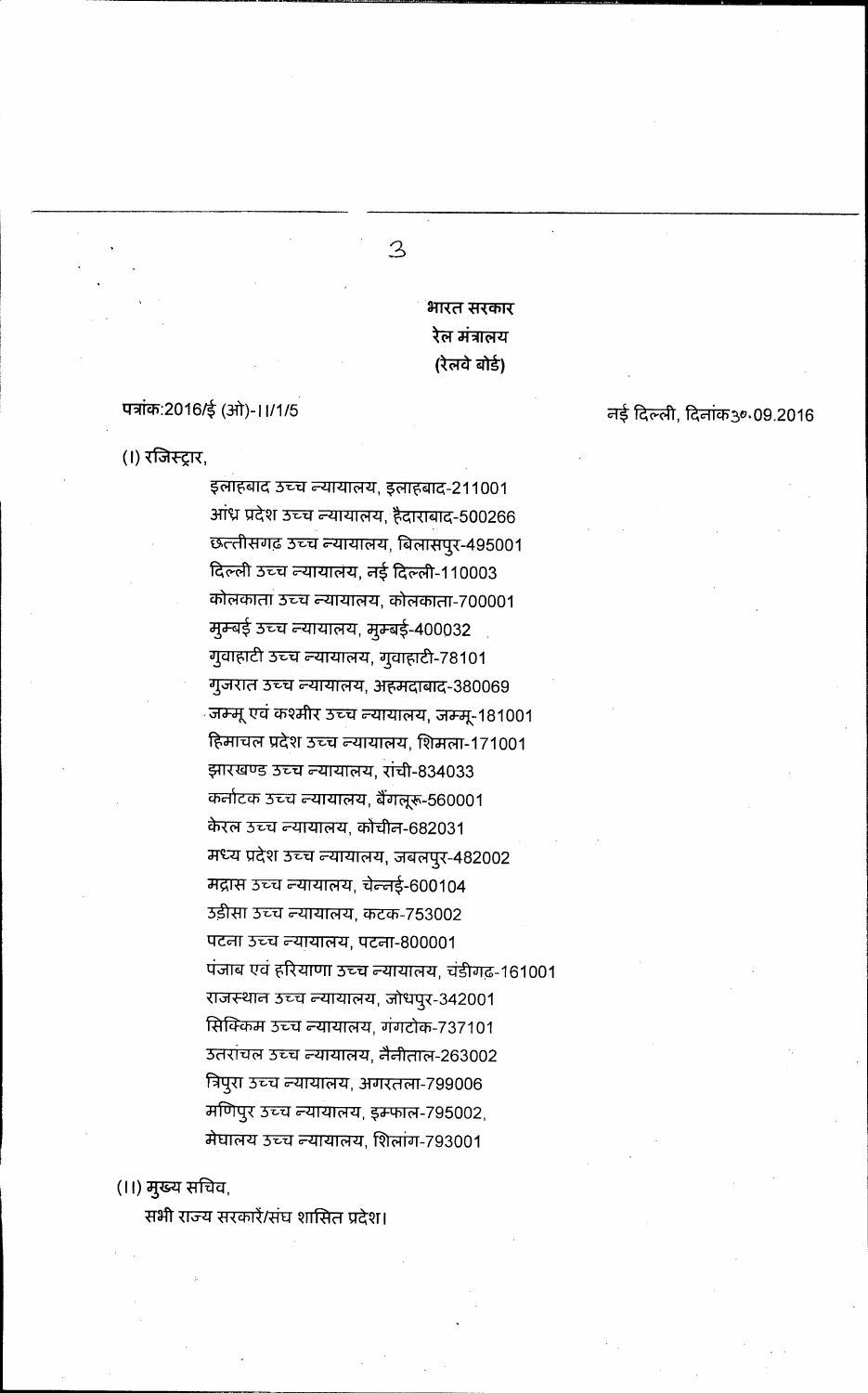भारत सरकार
रेल मंत्रालय
(रेलवे बोर्ड)

पत्रांक:2016/ई (ओ)-II/1/5 — नई दिल्ली, दिनांक30.09.2016

(I) रजिस्ट्रार,

इलाहबाद उच्च न्यायालय, इलाहबाद-211001
आंध्र प्रदेश उच्च न्यायालय, हैदाराबाद-500266
छत्तीसगढ़ उच्च न्यायालय, बिलासपुर-495001
दिल्ली उच्च न्यायालय, नई दिल्ली-110003
कोलकाता उच्च न्यायालय, कोलकाता-700001
मुम्बई उच्च न्यायालय, मुम्बई-400032
गुवाहाटी उच्च न्यायालय, गुवाहाटी-78101
गुजरात उच्च न्यायालय, अहमदाबाद-380069
जम्मू एवं कश्मीर उच्च न्यायालय, जम्मू-181001
हिमाचल प्रदेश उच्च न्यायालय, शिमला-171001
झारखण्ड उच्च न्यायालय, रांची-834033
कर्नाटक उच्च न्यायालय, बैंगलूरू-560001
केरल उच्च न्यायालय, कोचीन-682031
मध्य प्रदेश उच्च न्यायालय, जबलपुर-482002
मद्रास उच्च न्यायालय, चेन्नई-600104
उड़ीसा उच्च न्यायालय, कटक-753002
पटना उच्च न्यायालय, पटना-800001
पंजाब एवं हरियाणा उच्च न्यायालय, चंडीगढ़-161001
राजस्थान उच्च न्यायालय, जोधपुर-342001
सिक्किम उच्च न्यायालय, गंगटोक-737101
उतरांचल उच्च न्यायालय, नैनीताल-263002
त्रिपुरा उच्च न्यायालय, अगरतला-799006
मणिपुर उच्च न्यायालय, इम्फाल-795002,
मेघालय उच्च न्यायालय, शिलांग-793001

(II) मुख्य सचिव,
सभी राज्य सरकारें/संघ शासित प्रदेश।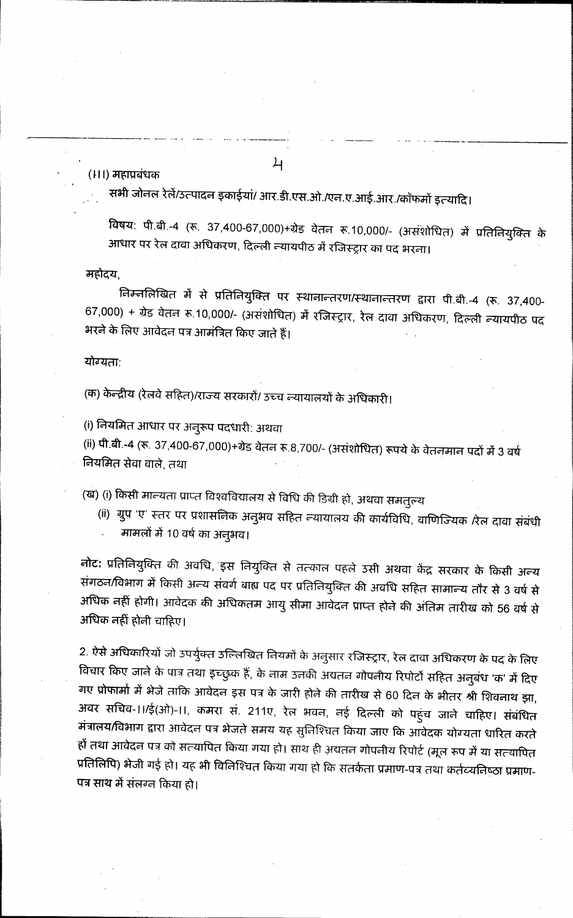(III) महाप्रबंधक

सभी जोनल रेलें/उत्पादन इकाईयां/ आर.डी.एस.ओ./एन.ए.आई.आर./कॉफमों इत्यादि।

विषय: पी.बी.-4 (रू. 37,400-67,000)+ग्रेड वेतन रू.10,000/- (असंशोधित) में प्रतिनियुक्ति के आधार पर रेल दावा अधिकरण, दिल्ली न्यायपीठ में रजिस्ट्रार का पद भरना।

महोदय,

निम्नलिखित में से प्रतिनियुक्ति पर स्थानान्तरण/स्थानान्तरण द्वारा पी.बी.-4 (रू. 37,400-67,000) + ग्रेड वेतन रू.10,000/- (असंशोधित) में रजिस्ट्रार, रेल दावा अधिकरण, दिल्ली न्यायपीठ पद भरने के लिए आवेदन पत्र आमंत्रित किए जाते हैं।

योग्यता:

(क) केन्द्रीय (रेलवे सहित)/राज्य सरकारों/ उच्च न्यायालयों के अधिकारी।

(i) नियमित आधार पर अनुरूप पदधारी: अथवा

(ii) पी.बी.-4 (रू. 37,400-67,000)+ग्रेड वेतन रू.8,700/- (असंशोधित) रूपये के वेतनमान पदों में 3 वर्ष नियमित सेवा वाले, तथा

(ख) (i) किसी मान्यता प्राप्त विश्वविद्यालय से विधि की डिग्री हो, अथवा समतुल्य

(ii) ग्रुप 'ए' स्तर पर प्रशासनिक अनुभव सहित न्यायालय की कार्यविधि, वाणिज्यिक /रेल दावा संबंधी मामलों में 10 वर्ष का अनुभव।

**नोट:** प्रतिनियुक्ति की अवधि, इस नियुक्ति से तत्काल पहले उसी अथवा केंद्र सरकार के किसी अन्य संगठन/विभाग में किसी अन्य संवर्ग बाह्य पद पर प्रतिनियुक्ति की अवधि सहित सामान्य तौर से 3 वर्ष से अधिक नहीं होगी। आवेदक की अधिकतम आयु सीमा आवेदन प्राप्त होने की अंतिम तारीख को 56 वर्ष से अधिक नहीं होनी चाहिए।

2. ऐसे अधिकारियों जो उपर्युक्त उल्लिखित नियमों के अनुसार रजिस्ट्रार, रेल दावा अधिकरण के पद के लिए विचार किए जाने के पात्र तथा इच्छुक हैं, के नाम उनकी अद्यतन गोपनीय रिपोर्टों सहित अनुबंध 'क' में दिए गए प्रोफार्मा में भेजे ताकि आवेदन इस पत्र के जारी होने की तारीख से 60 दिन के भीतर श्री शिवनाथ झा, अवर सचिव-II/ई(ओ)-II, कमरा सं. 211ए, रेल भवन, नई दिल्ली को पहुंच जाने चाहिए। संबंधित मंत्रालय/विभाग द्वारा आवेदन पत्र भेजते समय यह सुनिश्चित किया जाए कि आवेदक योग्यता धारित करते हों तथा आवेदन पत्र को सत्यापित किया गया हो। साथ ही अद्यतन गोपनीय रिपोर्ट (मूल रूप में या सत्यापित प्रतिलिपि) भेजी गई हो। यह भी विनिश्चित किया गया हो कि सतर्कता प्रमाण-पत्र तथा कर्तव्यनिष्ठा प्रमाण-पत्र साथ में संलग्न किया हो।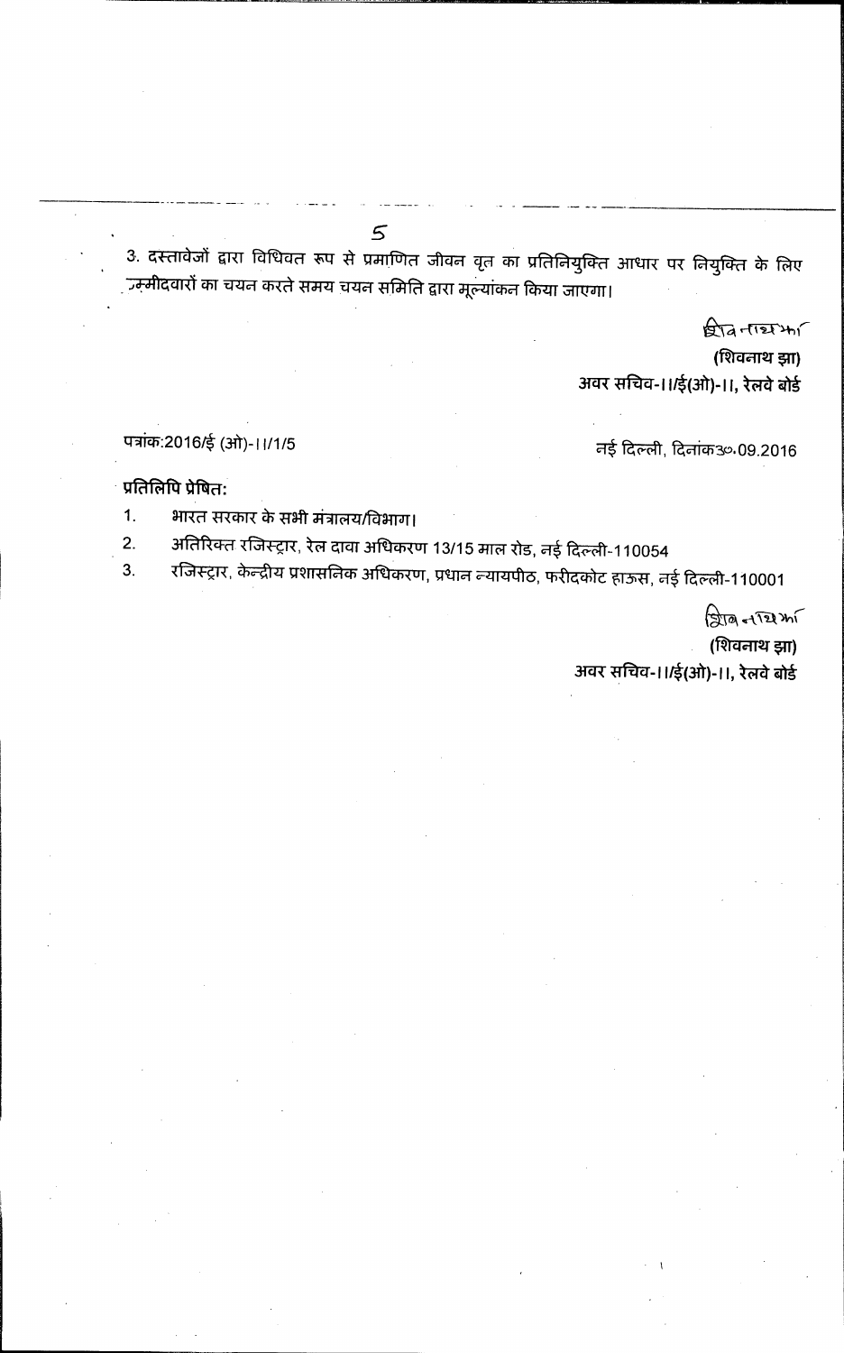3. दस्तावेजों द्वारा विधिवत रूप से प्रमाणित जीवन वृत का प्रतिनियुक्ति आधार पर नियुक्ति के लिए उम्मीदवारों का चयन करते समय चयन समिति द्वारा मूल्यांकन किया जाएगा।

(शिवनाथ झा)
अवर सचिव-II/ई(ओ)-II, रेलवे बोर्ड

पत्रांक:2016/ई (ओ)-II/1/5

नई दिल्ली, दिनांक30.09.2016

**प्रतिलिपि प्रेषित:**

1. भारत सरकार के सभी मंत्रालय/विभाग।
2. अतिरिक्त रजिस्ट्रार, रेल दावा अधिकरण 13/15 माल रोड, नई दिल्ली-110054
3. रजिस्ट्रार, केन्द्रीय प्रशासनिक अधिकरण, प्रधान न्यायपीठ, फरीदकोट हाऊस, नई दिल्ली-110001

(शिवनाथ झा)
अवर सचिव-II/ई(ओ)-II, रेलवे बोर्ड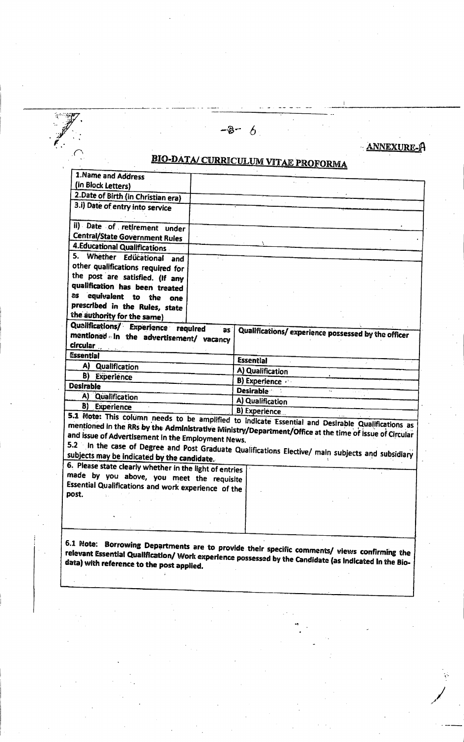**ANNEXURE-A**

# BIO-DATA/ CURRICULUM VITAE PROFORMA

| | |
|---|---|
| 1.Name and Address (in Block Letters) | |
| 2.Date of Birth (in Christian era) | |
| 3.i) Date of entry into service | |
| ii) Date of retirement under Central/State Government Rules | |
| 4.Educational Qualifications | |
| 5. Whether Educational and other qualifications required for the post are satisfied. (If any qualification has been treated as equivalent to the one prescribed in the Rules, state the authority for the same) | |

| Qualifications/ Experience required as mentioned in the advertisement/ vacancy circular | Qualifications/ experience possessed by the officer |
|---|---|
| **Essential** | **Essential** |
| A) Qualification | A) Qualification |
| B) Experience | B) Experience |
| **Desirable** | **Desirable** |
| A) Qualification | A) Qualification |
| B) Experience | B) Experience |

**5.1 Note:** This column needs to be amplified to indicate Essential and Desirable Qualifications as mentioned in the RRs by the Administrative Ministry/Department/Office at the time of issue of Circular and issue of Advertisement in the Employment News.

**5.2** In the case of Degree and Post Graduate Qualifications Elective/ main subjects and subsidiary subjects may be indicated by the candidate.

| | |
|---|---|
| 6. Please state clearly whether in the light of entries made by you above, you meet the requisite Essential Qualifications and work experience of the post. | |

**6.1 Note: Borrowing Departments are to provide their specific comments/ views confirming the relevant Essential Qualification/ Work experience possessed by the Candidate (as indicated in the Bio-data) with reference to the post applied.**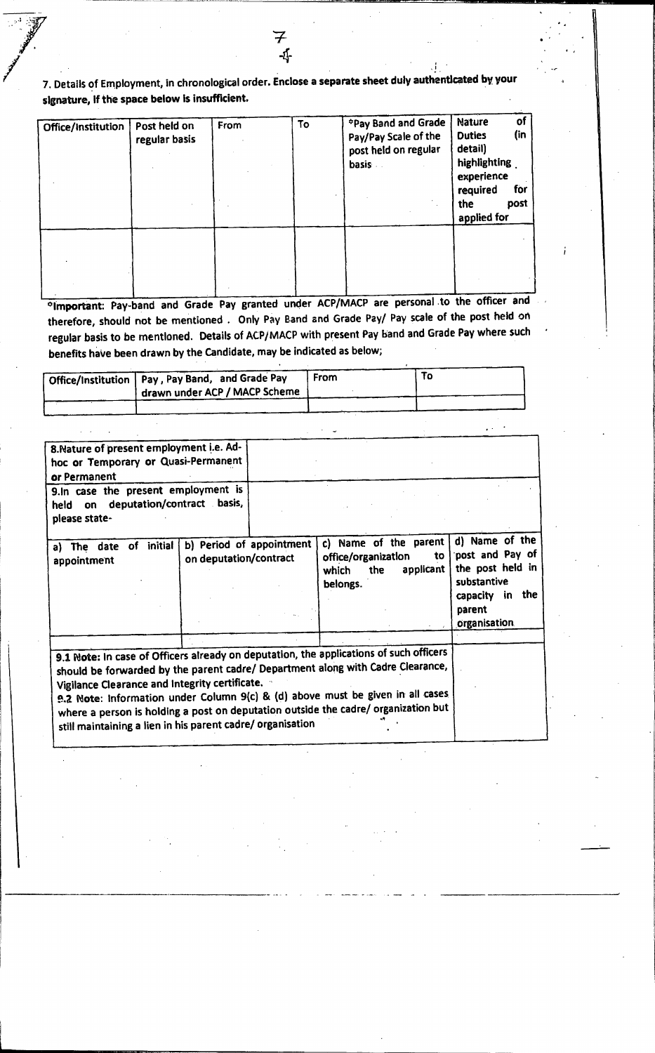7. Details of Employment, in chronological order. Enclose a separate sheet duly authenticated by your signature, if the space below is insufficient.

| Office/Institution | Post held on regular basis | From | To | *Pay Band and Grade Pay/Pay Scale of the post held on regular basis | Nature of Duties (in detail) highlighting experience required for the post applied for |
|---|---|---|---|---|---|
| | | | | | |

*Important: Pay-band and Grade Pay granted under ACP/MACP are personal to the officer and therefore, should not be mentioned. Only Pay Band and Grade Pay/ Pay scale of the post held on regular basis to be mentioned. Details of ACP/MACP with present Pay band and Grade Pay where such benefits have been drawn by the Candidate, may be indicated as below;

| Office/Institution | Pay, Pay Band, and Grade Pay drawn under ACP / MACP Scheme | From | To |
|---|---|---|---|
| | | | |

| 8.Nature of present employment i.e. Ad-hoc or Temporary or Quasi-Permanent or Permanent | |
|---|---|
| 9.In case the present employment is held on deputation/contract basis, please state- | |

| a) The date of initial appointment | b) Period of appointment on deputation/contract | c) Name of the parent office/organization to which the applicant belongs. | d) Name of the post and Pay of the post held in substantive capacity in the parent organisation |
|---|---|---|---|
| | | | |

| **9.1 Note:** In case of Officers already on deputation, the applications of such officers should be forwarded by the parent cadre/ Department along with Cadre Clearance, Vigilance Clearance and Integrity certificate. <br> **9.2 Note:** Information under Column 9(c) & (d) above must be given in all cases where a person is holding a post on deputation outside the cadre/ organization but still maintaining a lien in his parent cadre/ organisation | |
|---|---|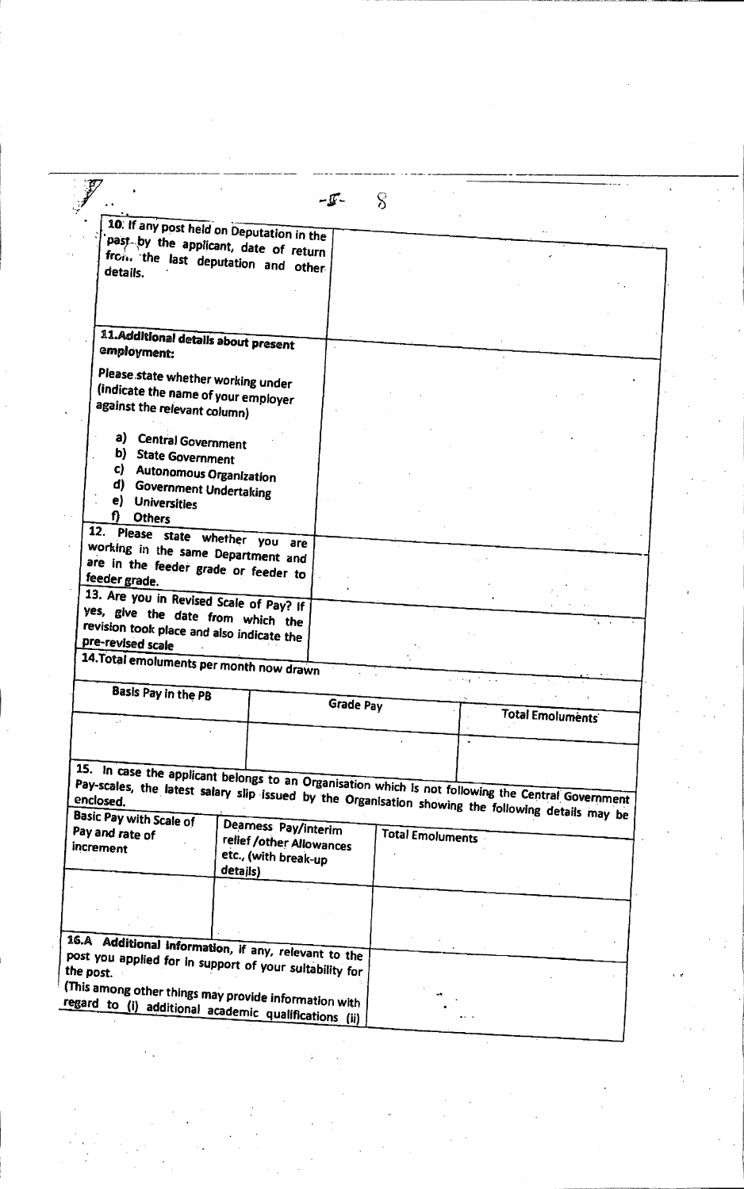| | |
|---|---|
| 10. If any post held on Deputation in the past by the applicant, date of return from the last deputation and other details. | |
| **11. Additional details about present employment:**<br><br>Please state whether working under (indicate the name of your employer against the relevant column)<br><br>a) Central Government<br>b) State Government<br>c) Autonomous Organization<br>d) Government Undertaking<br>e) Universities<br>f) Others | |
| 12. Please state whether you are working in the same Department and are in the feeder grade or feeder to feeder grade. | |
| 13. Are you in Revised Scale of Pay? If yes, give the date from which the revision took place and also indicate the pre-revised scale | |

**14. Total emoluments per month now drawn**

| Basis Pay in the PB | Grade Pay | Total Emoluments |
|---|---|---|
| | | |

**15. In case the applicant belongs to an Organisation which is not following the Central Government Pay-scales, the latest salary slip issued by the Organisation showing the following details may be enclosed.**

| Basic Pay with Scale of Pay and rate of increment | Dearness Pay/interim relief /other Allowances etc., (with break-up details) | Total Emoluments |
|---|---|---|
| | | |

| | |
|---|---|
| **16.A Additional information, if any, relevant to the post you applied for in support of your suitability for the post.**<br>(This among other things may provide information with regard to (i) additional academic qualifications (ii) | |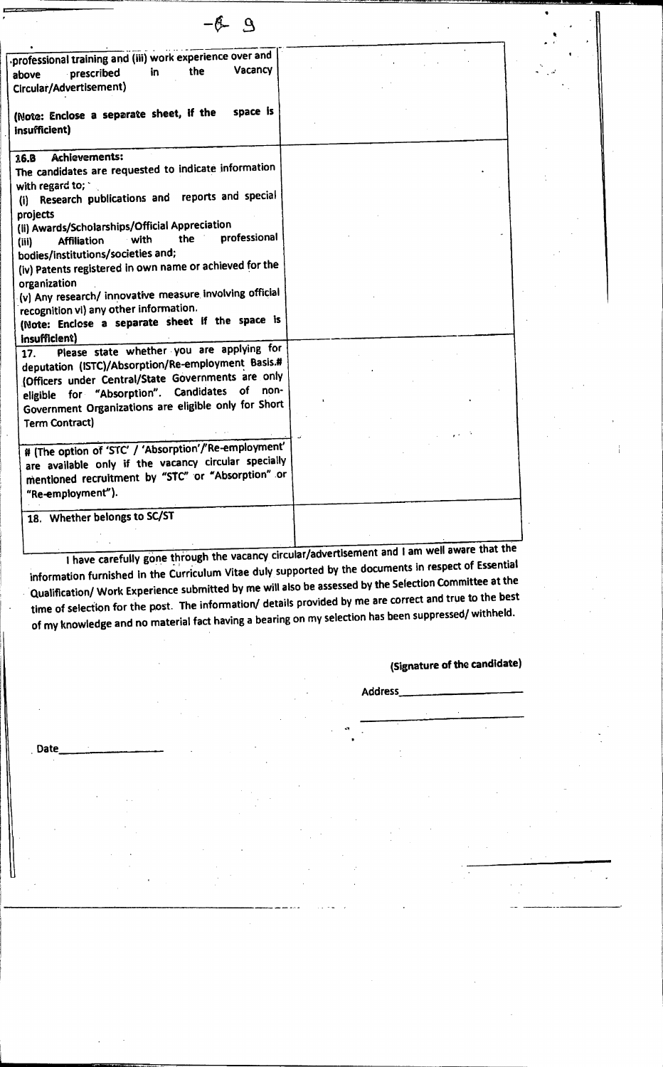| professional training and (iii) work experience over and above prescribed in the Vacancy Circular/Advertisement)<br><br>**(Note: Enclose a separate sheet, if the space is insufficient)** | |
|---|---|
| **16.B Achievements:**<br>The candidates are requested to indicate information with regard to;<br>(i) Research publications and reports and special projects<br>(ii) Awards/Scholarships/Official Appreciation<br>(iii) Affiliation with the professional bodies/institutions/societies and;<br>(iv) Patents registered in own name or achieved for the organization<br>(v) Any research/ innovative measure involving official recognition vi) any other information.<br>**(Note: Enclose a separate sheet if the space is insufficient)** | |
| 17. Please state whether you are applying for deputation (ISTC)/Absorption/Re-employment Basis.#<br>(Officers under Central/State Governments are only eligible for "Absorption". Candidates of non-Government Organizations are eligible only for Short Term Contract)<br><br># (The option of 'STC' / 'Absorption'/'Re-employment' are available only if the vacancy circular specially mentioned recruitment by "STC" or "Absorption" or "Re-employment"). | |
| 18. Whether belongs to SC/ST | |

I have carefully gone through the vacancy circular/advertisement and I am well aware that the information furnished in the Curriculum Vitae duly supported by the documents in respect of Essential Qualification/ Work Experience submitted by me will also be assessed by the Selection Committee at the time of selection for the post. The information/ details provided by me are correct and true to the best of my knowledge and no material fact having a bearing on my selection has been suppressed/ withheld.

**(Signature of the candidate)**

Address\_\_\_\_\_\_\_\_\_\_\_\_\_\_\_\_\_\_\_\_

\_\_\_\_\_\_\_\_\_\_\_\_\_\_\_\_\_\_\_\_\_\_\_\_\_\_\_

Date\_\_\_\_\_\_\_\_\_\_\_\_\_\_\_\_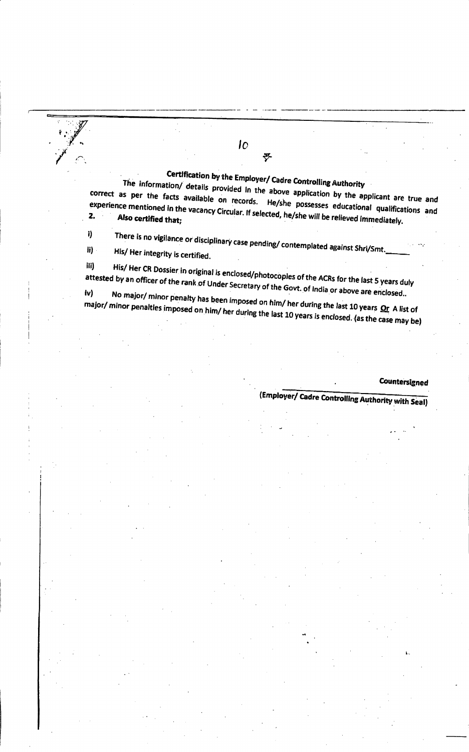## Certification by the Employer/ Cadre Controlling Authority

The information/ details provided in the above application by the applicant are true and correct as per the facts available on records. He/she possesses educational qualifications and experience mentioned in the vacancy Circular. If selected, he/she will be relieved immediately.

**2. Also certified that;**

i) There is no vigilance or disciplinary case pending/ contemplated against Shri/Smt.______

ii) His/ Her integrity is certified.

iii) His/ Her CR Dossier in original is enclosed/photocopies of the ACRs for the last 5 years duly attested by an officer of the rank of Under Secretary of the Govt. of India or above are enclosed..

iv) No major/ minor penalty has been imposed on him/ her during the last 10 years <u>**Or**</u> A list of major/ minor penalties imposed on him/ her during the last 10 years is enclosed. (as the case may be)

**Countersigned**

**(Employer/ Cadre Controlling Authority with Seal)**